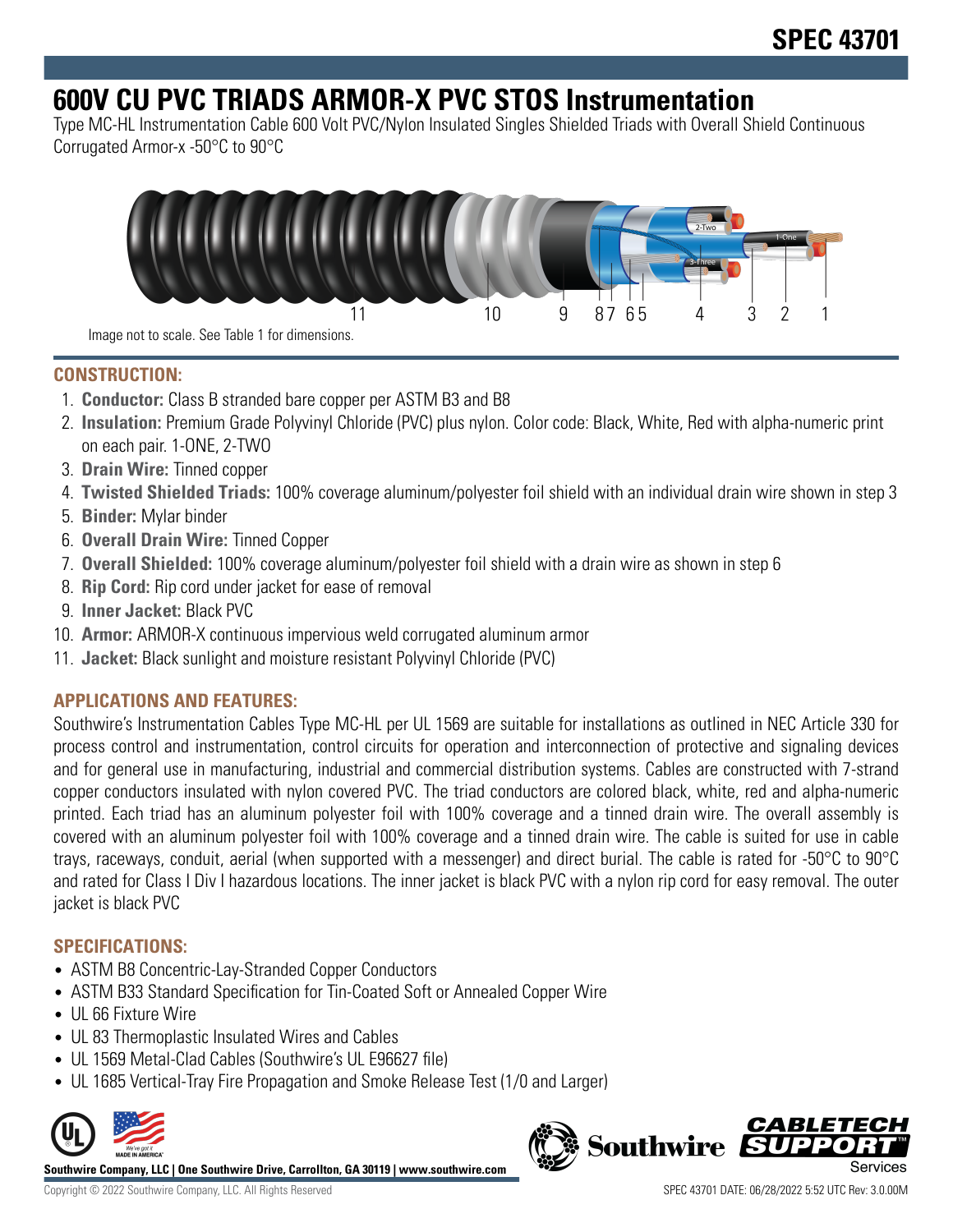SPEC 43701

# 600V CU PVC TRIADS ARMOR-X PVC STOS Instrumentation

Type MC-HL Instrumentation Cable 600 Volt PVC/Nylon Insulated Singles Shielded Triads with Overall Shield Continuous Corrugated Armor-x -50°C to 90°C

Image not to scale. See Table 1 for dimensions.

## CONSTRUCTION:

1. **Conductor:** Class B stranded bare copper per ASTM B3 and B8
2. **Insulation:** Premium Grade Polyvinyl Chloride (PVC) plus nylon. Color code: Black, White, Red with alpha-numeric print on each pair. 1-ONE, 2-TWO
3. **Drain Wire:** Tinned copper
4. **Twisted Shielded Triads:** 100% coverage aluminum/polyester foil shield with an individual drain wire shown in step 3
5. **Binder:** Mylar binder
6. **Overall Drain Wire:** Tinned Copper
7. **Overall Shielded:** 100% coverage aluminum/polyester foil shield with a drain wire as shown in step 6
8. **Rip Cord:** Rip cord under jacket for ease of removal
9. **Inner Jacket:** Black PVC
10. **Armor:** ARMOR-X continuous impervious weld corrugated aluminum armor
11. **Jacket:** Black sunlight and moisture resistant Polyvinyl Chloride (PVC)

## APPLICATIONS AND FEATURES:

Southwire's Instrumentation Cables Type MC-HL per UL 1569 are suitable for installations as outlined in NEC Article 330 for process control and instrumentation, control circuits for operation and interconnection of protective and signaling devices and for general use in manufacturing, industrial and commercial distribution systems. Cables are constructed with 7-strand copper conductors insulated with nylon covered PVC. The triad conductors are colored black, white, red and alpha-numeric printed. Each triad has an aluminum polyester foil with 100% coverage and a tinned drain wire. The overall assembly is covered with an aluminum polyester foil with 100% coverage and a tinned drain wire. The cable is suited for use in cable trays, raceways, conduit, aerial (when supported with a messenger) and direct burial. The cable is rated for -50°C to 90°C and rated for Class I Div I hazardous locations. The inner jacket is black PVC with a nylon rip cord for easy removal. The outer jacket is black PVC

## SPECIFICATIONS:

- ASTM B8 Concentric-Lay-Stranded Copper Conductors
- ASTM B33 Standard Specification for Tin-Coated Soft or Annealed Copper Wire
- UL 66 Fixture Wire
- UL 83 Thermoplastic Insulated Wires and Cables
- UL 1569 Metal-Clad Cables (Southwire's UL E96627 file)
- UL 1685 Vertical-Tray Fire Propagation and Smoke Release Test (1/0 and Larger)

**Southwire Company, LLC | One Southwire Drive, Carrollton, GA 30119 | www.southwire.com**

Copyright © 2022 Southwire Company, LLC. All Rights Reserved

SPEC 43701 DATE: 06/28/2022 5:52 UTC Rev: 3.0.00M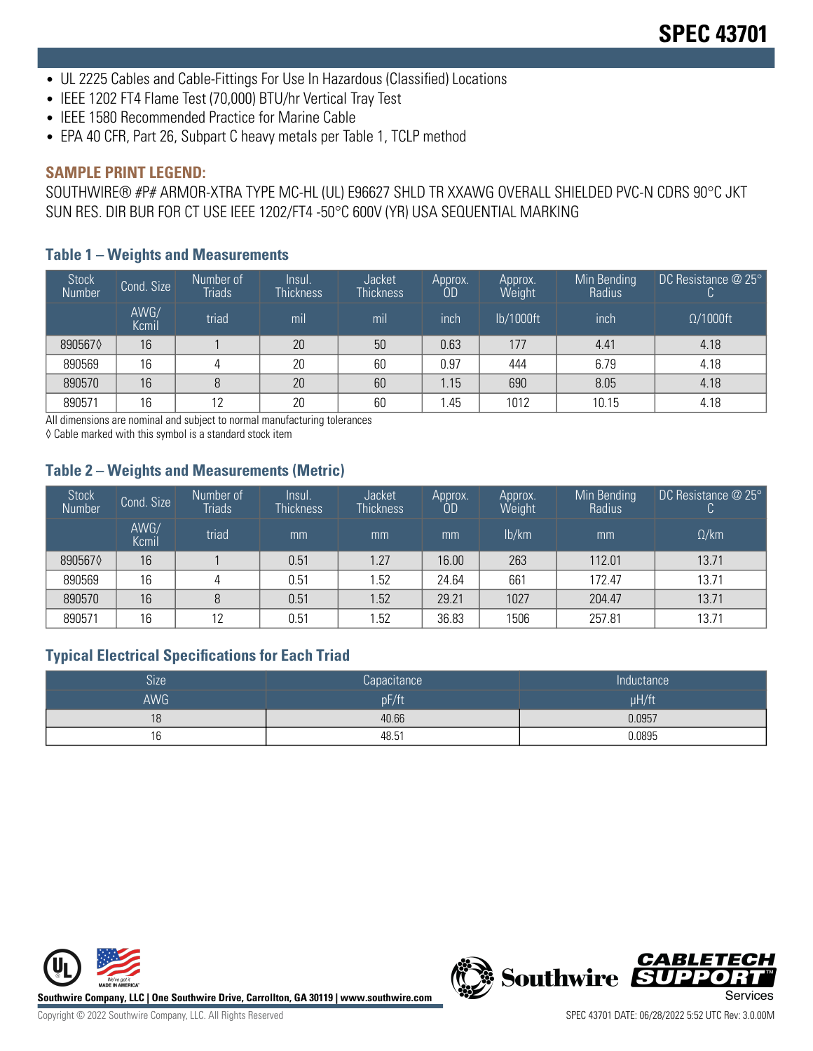- UL 2225 Cables and Cable-Fittings For Use In Hazardous (Classified) Locations
- IEEE 1202 FT4 Flame Test (70,000) BTU/hr Vertical Tray Test
- IEEE 1580 Recommended Practice for Marine Cable
- EPA 40 CFR, Part 26, Subpart C heavy metals per Table 1, TCLP method

**SAMPLE PRINT LEGEND:**

SOUTHWIRE® #P# ARMOR-XTRA TYPE MC-HL (UL) E96627 SHLD TR XXAWG OVERALL SHIELDED PVC-N CDRS 90°C JKT SUN RES. DIR BUR FOR CT USE IEEE 1202/FT4 -50°C 600V (YR) USA SEQUENTIAL MARKING

### Table 1 – Weights and Measurements

| Stock Number | Cond. Size | Number of Triads | Insul. Thickness | Jacket Thickness | Approx. OD | Approx. Weight | Min Bending Radius | DC Resistance @ 25° C |
|---|---|---|---|---|---|---|---|---|
| | AWG/ Kcmil | triad | mil | mil | inch | lb/1000ft | inch | Ω/1000ft |
| 890567◊ | 16 | 1 | 20 | 50 | 0.63 | 177 | 4.41 | 4.18 |
| 890569 | 16 | 4 | 20 | 60 | 0.97 | 444 | 6.79 | 4.18 |
| 890570 | 16 | 8 | 20 | 60 | 1.15 | 690 | 8.05 | 4.18 |
| 890571 | 16 | 12 | 20 | 60 | 1.45 | 1012 | 10.15 | 4.18 |

All dimensions are nominal and subject to normal manufacturing tolerances

◊ Cable marked with this symbol is a standard stock item

### Table 2 – Weights and Measurements (Metric)

| Stock Number | Cond. Size | Number of Triads | Insul. Thickness | Jacket Thickness | Approx. OD | Approx. Weight | Min Bending Radius | DC Resistance @ 25° C |
|---|---|---|---|---|---|---|---|---|
| | AWG/ Kcmil | triad | mm | mm | mm | lb/km | mm | Ω/km |
| 890567◊ | 16 | 1 | 0.51 | 1.27 | 16.00 | 263 | 112.01 | 13.71 |
| 890569 | 16 | 4 | 0.51 | 1.52 | 24.64 | 661 | 172.47 | 13.71 |
| 890570 | 16 | 8 | 0.51 | 1.52 | 29.21 | 1027 | 204.47 | 13.71 |
| 890571 | 16 | 12 | 0.51 | 1.52 | 36.83 | 1506 | 257.81 | 13.71 |

### Typical Electrical Specifications for Each Triad

| Size | Capacitance | Inductance |
|---|---|---|
| AWG | pF/ft | μH/ft |
| 18 | 40.66 | 0.0957 |
| 16 | 48.51 | 0.0895 |

Southwire Company, LLC | One Southwire Drive, Carrollton, GA 30119 | www.southwire.com

Copyright © 2022 Southwire Company, LLC. All Rights Reserved

SPEC 43701 DATE: 06/28/2022 5:52 UTC Rev: 3.0.00M